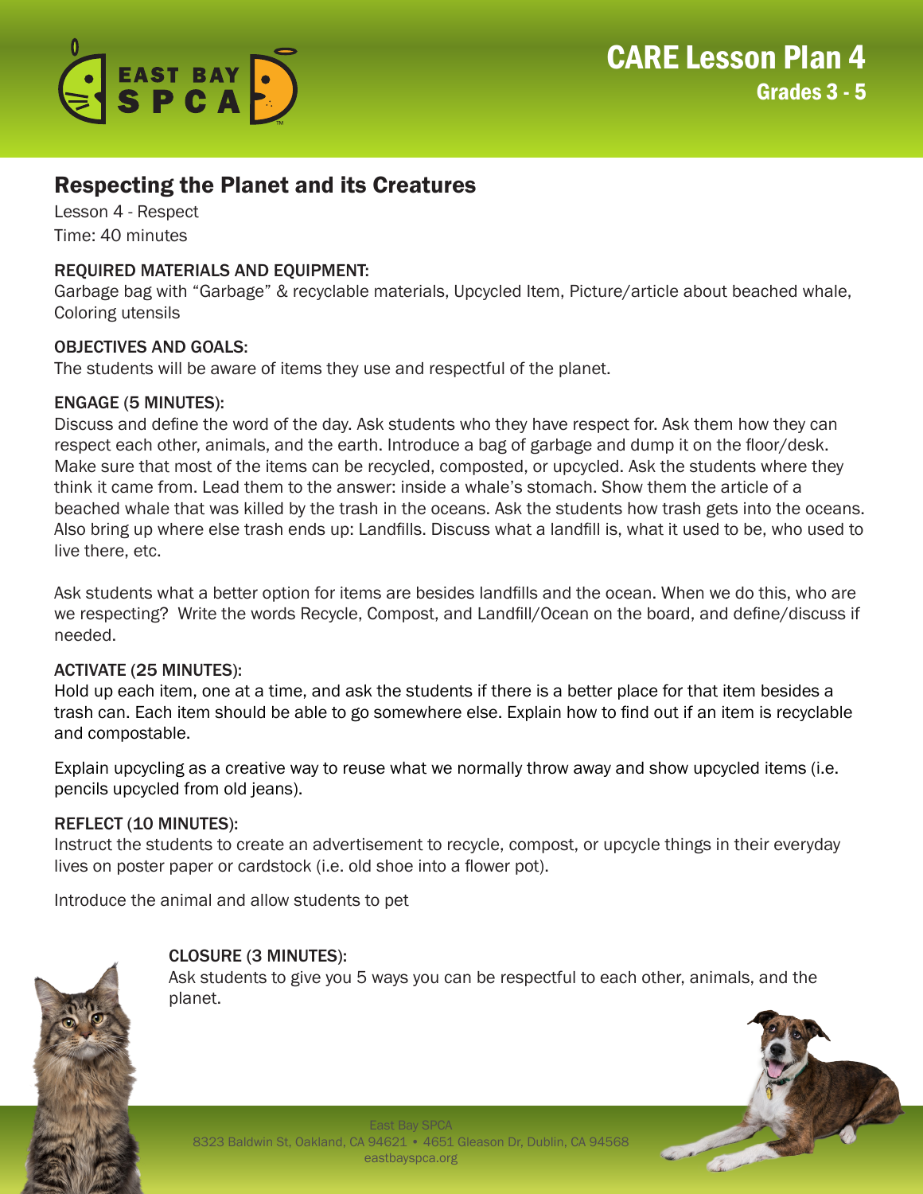# CARE Lesson Plan 4

## Grades 3 - 5

## Respecting the Planet and its Creatures

Lesson 4 - Respect
Time: 40 minutes

### REQUIRED MATERIALS AND EQUIPMENT:

Garbage bag with "Garbage" & recyclable materials, Upcycled Item, Picture/article about beached whale, Coloring utensils

### OBJECTIVES AND GOALS:

The students will be aware of items they use and respectful of the planet.

### ENGAGE (5 MINUTES):

Discuss and define the word of the day. Ask students who they have respect for. Ask them how they can respect each other, animals, and the earth. Introduce a bag of garbage and dump it on the floor/desk. Make sure that most of the items can be recycled, composted, or upcycled. Ask the students where they think it came from. Lead them to the answer: inside a whale's stomach. Show them the article of a beached whale that was killed by the trash in the oceans. Ask the students how trash gets into the oceans. Also bring up where else trash ends up: Landfills. Discuss what a landfill is, what it used to be, who used to live there, etc.

Ask students what a better option for items are besides landfills and the ocean. When we do this, who are we respecting? Write the words Recycle, Compost, and Landfill/Ocean on the board, and define/discuss if needed.

### ACTIVATE (25 MINUTES):

Hold up each item, one at a time, and ask the students if there is a better place for that item besides a trash can. Each item should be able to go somewhere else. Explain how to find out if an item is recyclable and compostable.

Explain upcycling as a creative way to reuse what we normally throw away and show upcycled items (i.e. pencils upcycled from old jeans).

### REFLECT (10 MINUTES):

Instruct the students to create an advertisement to recycle, compost, or upcycle things in their everyday lives on poster paper or cardstock (i.e. old shoe into a flower pot).

Introduce the animal and allow students to pet

### CLOSURE (3 MINUTES):

Ask students to give you 5 ways you can be respectful to each other, animals, and the planet.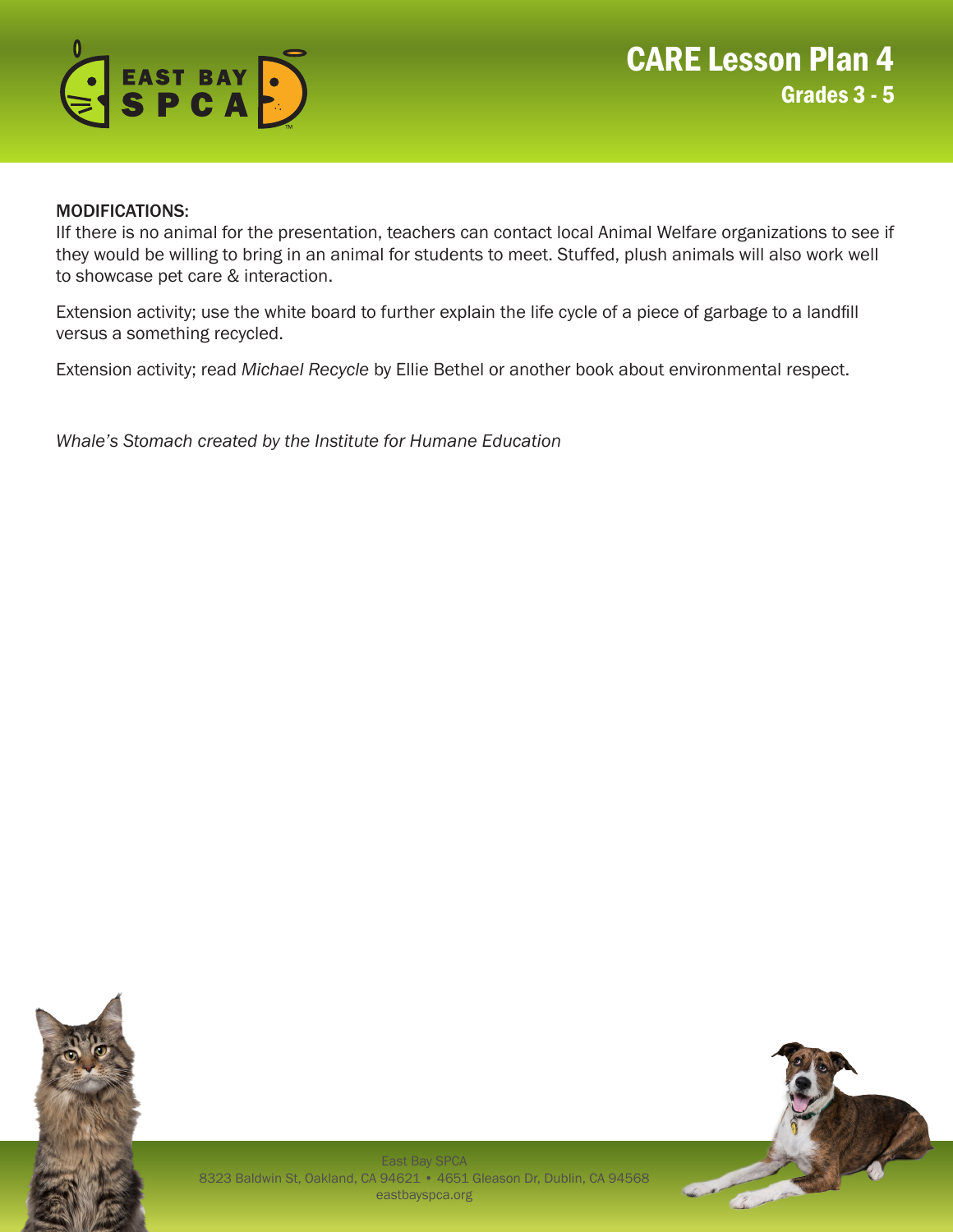MODIFICATIONS:

IIf there is no animal for the presentation, teachers can contact local Animal Welfare organizations to see if they would be willing to bring in an animal for students to meet. Stuffed, plush animals will also work well to showcase pet care & interaction.

Extension activity; use the white board to further explain the life cycle of a piece of garbage to a landfill versus a something recycled.

Extension activity; read *Michael Recycle* by Ellie Bethel or another book about environmental respect.

*Whale's Stomach created by the Institute for Humane Education*